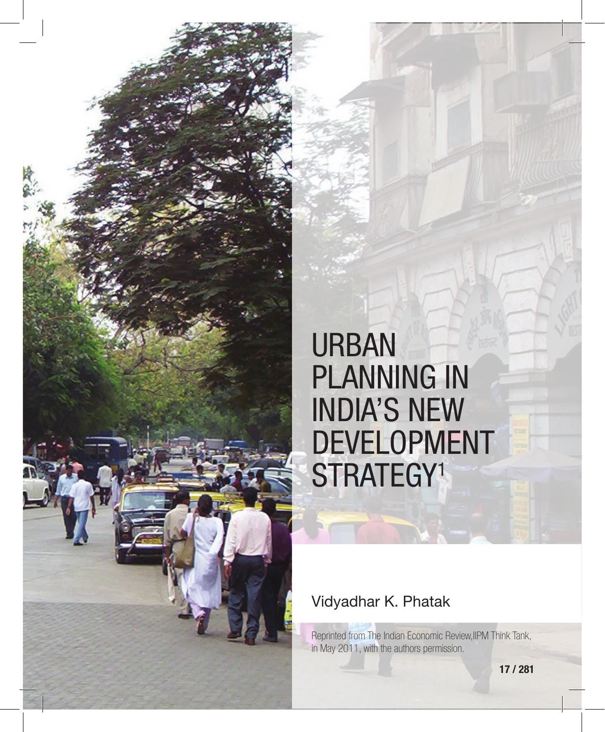# URBAN PLANNING IN INDIA'S NEW DEVELOPMENT STRATEGY[1]

Vidyadhar K. Phatak

Reprinted from The Indian Economic Review,IIPM Think Tank, in May 2011, with the authors permission.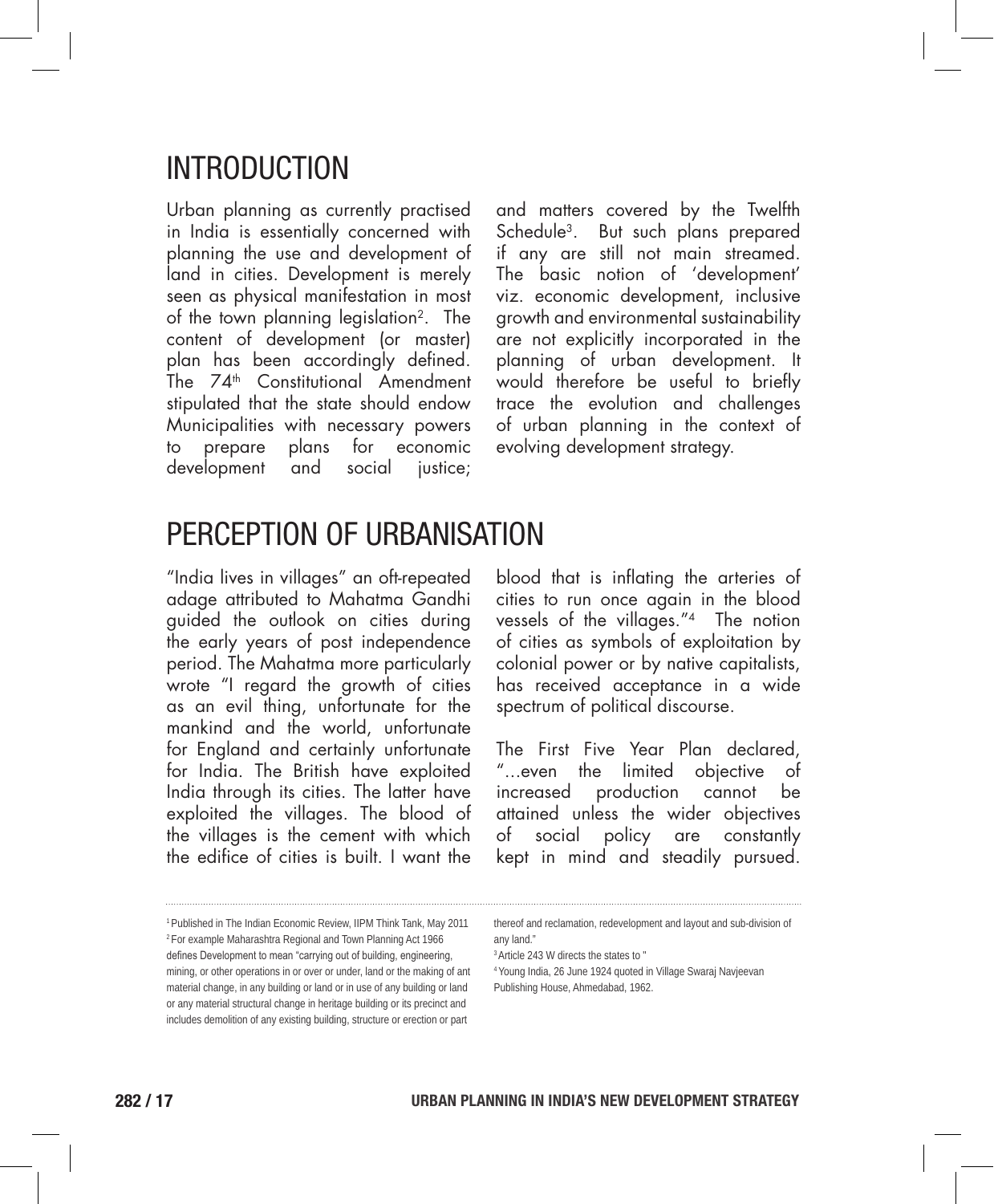# INTRODUCTION

Urban planning as currently practised in India is essentially concerned with planning the use and development of land in cities. Development is merely seen as physical manifestation in most of the town planning legislation[2]. The content of development (or master) plan has been accordingly defined. The 74th Constitutional Amendment stipulated that the state should endow Municipalities with necessary powers to prepare plans for economic development and social justice; and matters covered by the Twelfth Schedule[3]. But such plans prepared if any are still not main streamed. The basic notion of 'development' viz. economic development, inclusive growth and environmental sustainability are not explicitly incorporated in the planning of urban development. It would therefore be useful to briefly trace the evolution and challenges of urban planning in the context of evolving development strategy.

# PERCEPTION OF URBANISATION

"India lives in villages" an oft-repeated adage attributed to Mahatma Gandhi guided the outlook on cities during the early years of post independence period. The Mahatma more particularly wrote "I regard the growth of cities as an evil thing, unfortunate for the mankind and the world, unfortunate for England and certainly unfortunate for India. The British have exploited India through its cities. The latter have exploited the villages. The blood of the villages is the cement with which the edifice of cities is built. I want the blood that is inflating the arteries of cities to run once again in the blood vessels of the villages."[4] The notion of cities as symbols of exploitation by colonial power or by native capitalists, has received acceptance in a wide spectrum of political discourse.

The First Five Year Plan declared, "...even the limited objective of increased production cannot be attained unless the wider objectives of social policy are constantly kept in mind and steadily pursued.

---

[1] Published in The Indian Economic Review, IIPM Think Tank, May 2011

[2] For example Maharashtra Regional and Town Planning Act 1966 defines Development to mean "carrying out of building, engineering, mining, or other operations in or over or under, land or the making of ant material change, in any building or land or in use of any building or land or any material structural change in heritage building or its precinct and includes demolition of any existing building, structure or erection or part thereof and reclamation, redevelopment and layout and sub-division of any land."

[3] Article 243 W directs the states to "

[4] Young India, 26 June 1924 quoted in Village Swaraj Navjeevan Publishing House, Ahmedabad, 1962.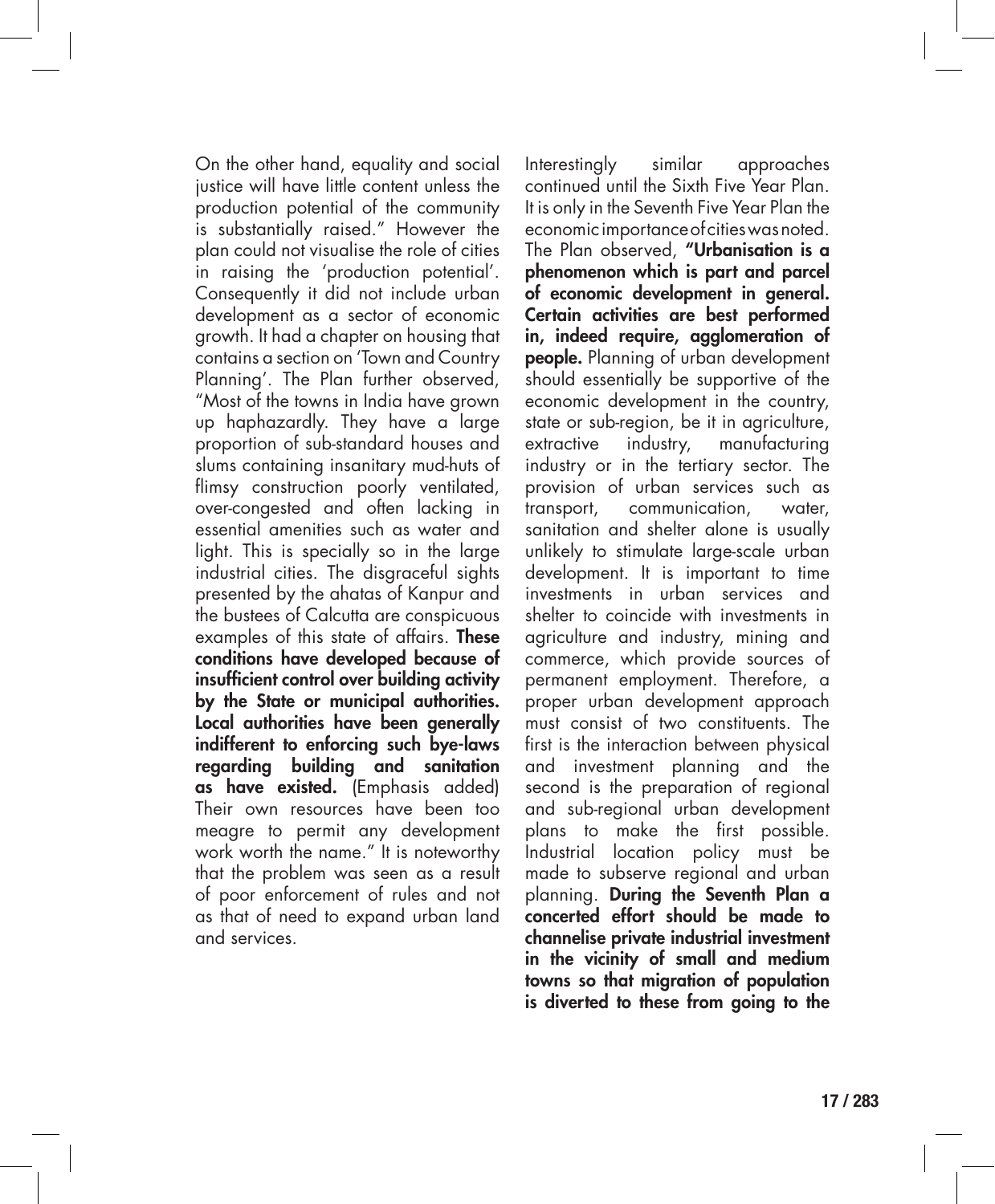On the other hand, equality and social justice will have little content unless the production potential of the community is substantially raised." However the plan could not visualise the role of cities in raising the 'production potential'. Consequently it did not include urban development as a sector of economic growth. It had a chapter on housing that contains a section on 'Town and Country Planning'. The Plan further observed, "Most of the towns in India have grown up haphazardly. They have a large proportion of sub-standard houses and slums containing insanitary mud-huts of flimsy construction poorly ventilated, over-congested and often lacking in essential amenities such as water and light. This is specially so in the large industrial cities. The disgraceful sights presented by the ahatas of Kanpur and the bustees of Calcutta are conspicuous examples of this state of affairs. **These conditions have developed because of insufficient control over building activity by the State or municipal authorities. Local authorities have been generally indifferent to enforcing such bye-laws regarding building and sanitation as have existed.** (Emphasis added) Their own resources have been too meagre to permit any development work worth the name." It is noteworthy that the problem was seen as a result of poor enforcement of rules and not as that of need to expand urban land and services.

Interestingly similar approaches continued until the Sixth Five Year Plan. It is only in the Seventh Five Year Plan the economic importance of cities was noted. The Plan observed, **"Urbanisation is a phenomenon which is part and parcel of economic development in general. Certain activities are best performed in, indeed require, agglomeration of people.** Planning of urban development should essentially be supportive of the economic development in the country, state or sub-region, be it in agriculture, extractive industry, manufacturing industry or in the tertiary sector. The provision of urban services such as transport, communication, water, sanitation and shelter alone is usually unlikely to stimulate large-scale urban development. It is important to time investments in urban services and shelter to coincide with investments in agriculture and industry, mining and commerce, which provide sources of permanent employment. Therefore, a proper urban development approach must consist of two constituents. The first is the interaction between physical and investment planning and the second is the preparation of regional and sub-regional urban development plans to make the first possible. Industrial location policy must be made to subserve regional and urban planning. **During the Seventh Plan a concerted effort should be made to channelise private industrial investment in the vicinity of small and medium towns so that migration of population is diverted to these from going to the**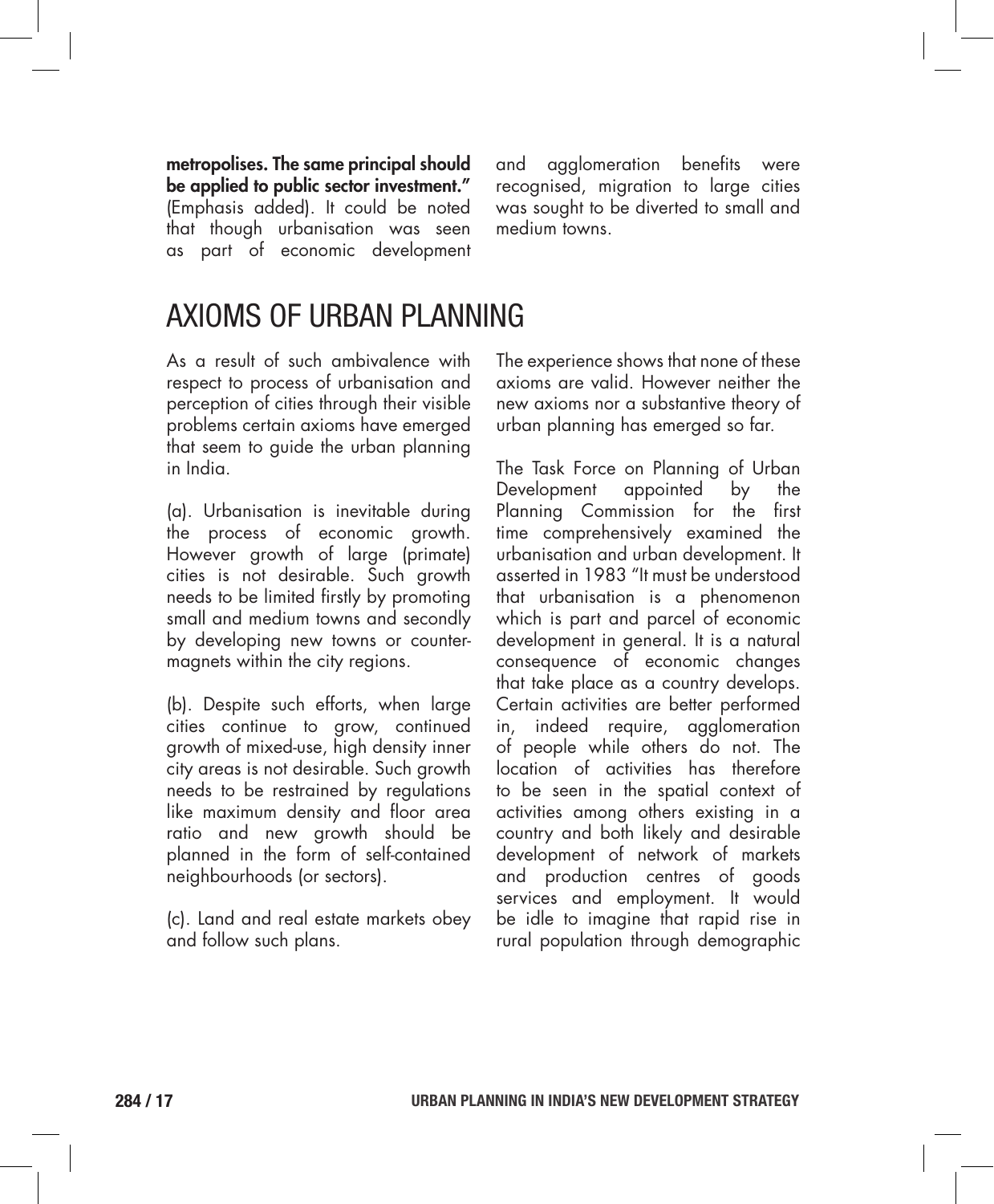**metropolises. The same principal should be applied to public sector investment."** (Emphasis added). It could be noted that though urbanisation was seen as part of economic development and agglomeration benefits were recognised, migration to large cities was sought to be diverted to small and medium towns.

## AXIOMS OF URBAN PLANNING

As a result of such ambivalence with respect to process of urbanisation and perception of cities through their visible problems certain axioms have emerged that seem to guide the urban planning in India.

(a). Urbanisation is inevitable during the process of economic growth. However growth of large (primate) cities is not desirable. Such growth needs to be limited firstly by promoting small and medium towns and secondly by developing new towns or counter-magnets within the city regions.

(b). Despite such efforts, when large cities continue to grow, continued growth of mixed-use, high density inner city areas is not desirable. Such growth needs to be restrained by regulations like maximum density and floor area ratio and new growth should be planned in the form of self-contained neighbourhoods (or sectors).

(c). Land and real estate markets obey and follow such plans.

The experience shows that none of these axioms are valid. However neither the new axioms nor a substantive theory of urban planning has emerged so far.

The Task Force on Planning of Urban Development appointed by the Planning Commission for the first time comprehensively examined the urbanisation and urban development. It asserted in 1983 "It must be understood that urbanisation is a phenomenon which is part and parcel of economic development in general. It is a natural consequence of economic changes that take place as a country develops. Certain activities are better performed in, indeed require, agglomeration of people while others do not. The location of activities has therefore to be seen in the spatial context of activities among others existing in a country and both likely and desirable development of network of markets and production centres of goods services and employment. It would be idle to imagine that rapid rise in rural population through demographic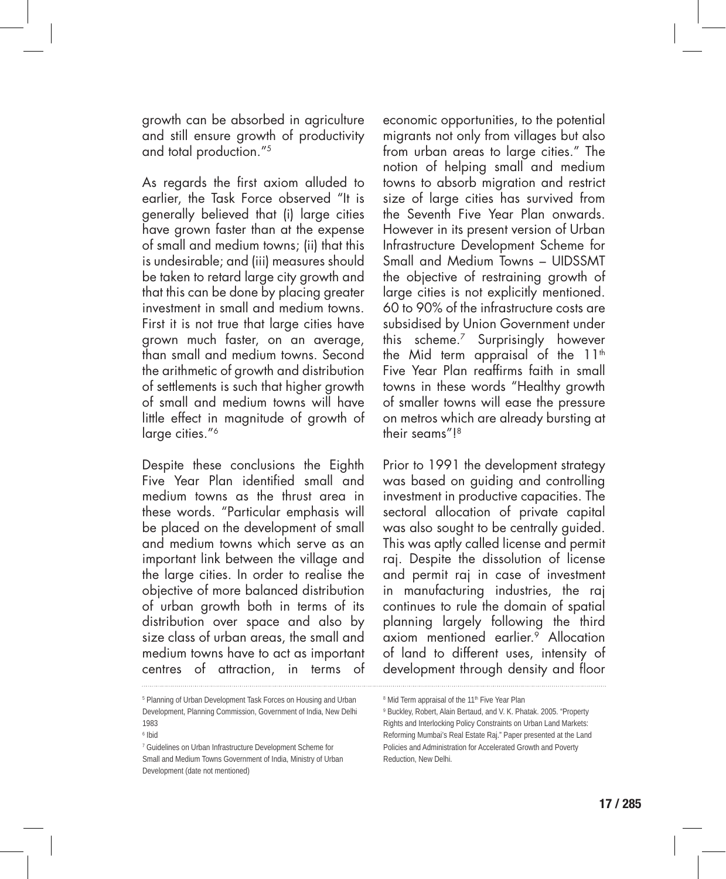growth can be absorbed in agriculture and still ensure growth of productivity and total production."[5]

As regards the first axiom alluded to earlier, the Task Force observed "It is generally believed that (i) large cities have grown faster than at the expense of small and medium towns; (ii) that this is undesirable; and (iii) measures should be taken to retard large city growth and that this can be done by placing greater investment in small and medium towns. First it is not true that large cities have grown much faster, on an average, than small and medium towns. Second the arithmetic of growth and distribution of settlements is such that higher growth of small and medium towns will have little effect in magnitude of growth of large cities."[6]

Despite these conclusions the Eighth Five Year Plan identified small and medium towns as the thrust area in these words. "Particular emphasis will be placed on the development of small and medium towns which serve as an important link between the village and the large cities. In order to realise the objective of more balanced distribution of urban growth both in terms of its distribution over space and also by size class of urban areas, the small and medium towns have to act as important centres of attraction, in terms of economic opportunities, to the potential migrants not only from villages but also from urban areas to large cities." The notion of helping small and medium towns to absorb migration and restrict size of large cities has survived from the Seventh Five Year Plan onwards. However in its present version of Urban Infrastructure Development Scheme for Small and Medium Towns – UIDSSMT the objective of restraining growth of large cities is not explicitly mentioned. 60 to 90% of the infrastructure costs are subsidised by Union Government under this scheme.[7] Surprisingly however the Mid term appraisal of the 11th Five Year Plan reaffirms faith in small towns in these words "Healthy growth of smaller towns will ease the pressure on metros which are already bursting at their seams"![8]

Prior to 1991 the development strategy was based on guiding and controlling investment in productive capacities. The sectoral allocation of private capital was also sought to be centrally guided. This was aptly called license and permit raj. Despite the dissolution of license and permit raj in case of investment in manufacturing industries, the raj continues to rule the domain of spatial planning largely following the third axiom mentioned earlier.[9] Allocation of land to different uses, intensity of development through density and floor

---

[5] Planning of Urban Development Task Forces on Housing and Urban Development, Planning Commission, Government of India, New Delhi 1983

[6] Ibid

[7] Guidelines on Urban Infrastructure Development Scheme for Small and Medium Towns Government of India, Ministry of Urban Development (date not mentioned)

[8] Mid Term appraisal of the 11th Five Year Plan

[9] Buckley, Robert, Alain Bertaud, and V. K. Phatak. 2005. "Property Rights and Interlocking Policy Constraints on Urban Land Markets: Reforming Mumbai's Real Estate Raj." Paper presented at the Land Policies and Administration for Accelerated Growth and Poverty Reduction, New Delhi.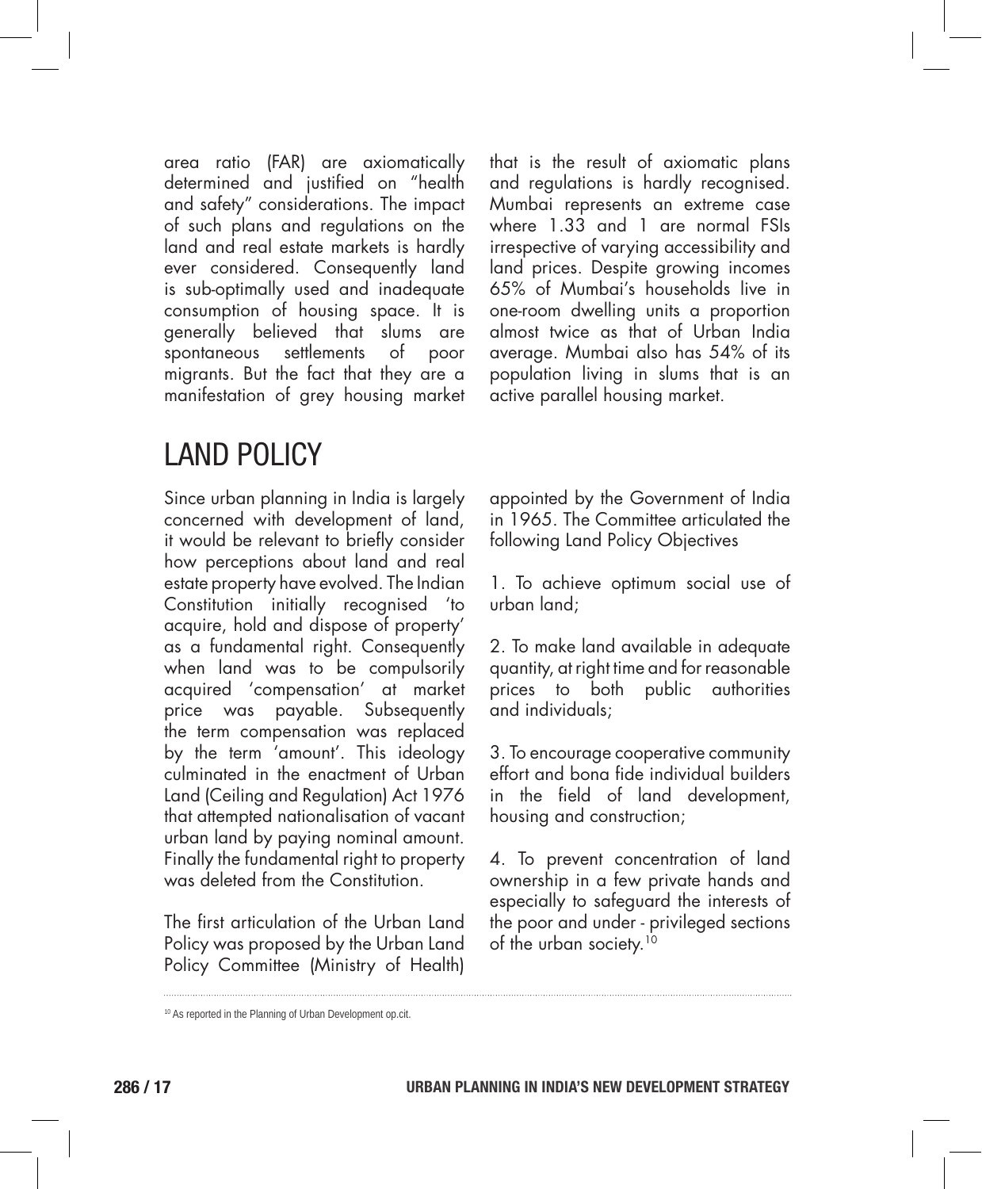area ratio (FAR) are axiomatically determined and justified on "health and safety" considerations. The impact of such plans and regulations on the land and real estate markets is hardly ever considered. Consequently land is sub-optimally used and inadequate consumption of housing space. It is generally believed that slums are spontaneous settlements of poor migrants. But the fact that they are a manifestation of grey housing market that is the result of axiomatic plans and regulations is hardly recognised. Mumbai represents an extreme case where 1.33 and 1 are normal FSIs irrespective of varying accessibility and land prices. Despite growing incomes 65% of Mumbai's households live in one-room dwelling units a proportion almost twice as that of Urban India average. Mumbai also has 54% of its population living in slums that is an active parallel housing market.

# LAND POLICY

Since urban planning in India is largely concerned with development of land, it would be relevant to briefly consider how perceptions about land and real estate property have evolved. The Indian Constitution initially recognised 'to acquire, hold and dispose of property' as a fundamental right. Consequently when land was to be compulsorily acquired 'compensation' at market price was payable. Subsequently the term compensation was replaced by the term 'amount'. This ideology culminated in the enactment of Urban Land (Ceiling and Regulation) Act 1976 that attempted nationalisation of vacant urban land by paying nominal amount. Finally the fundamental right to property was deleted from the Constitution.

The first articulation of the Urban Land Policy was proposed by the Urban Land Policy Committee (Ministry of Health) appointed by the Government of India in 1965. The Committee articulated the following Land Policy Objectives

1. To achieve optimum social use of urban land;

2. To make land available in adequate quantity, at right time and for reasonable prices to both public authorities and individuals;

3. To encourage cooperative community effort and bona fide individual builders in the field of land development, housing and construction;

4. To prevent concentration of land ownership in a few private hands and especially to safeguard the interests of the poor and under - privileged sections of the urban society.[10]

---

[10] As reported in the Planning of Urban Development op.cit.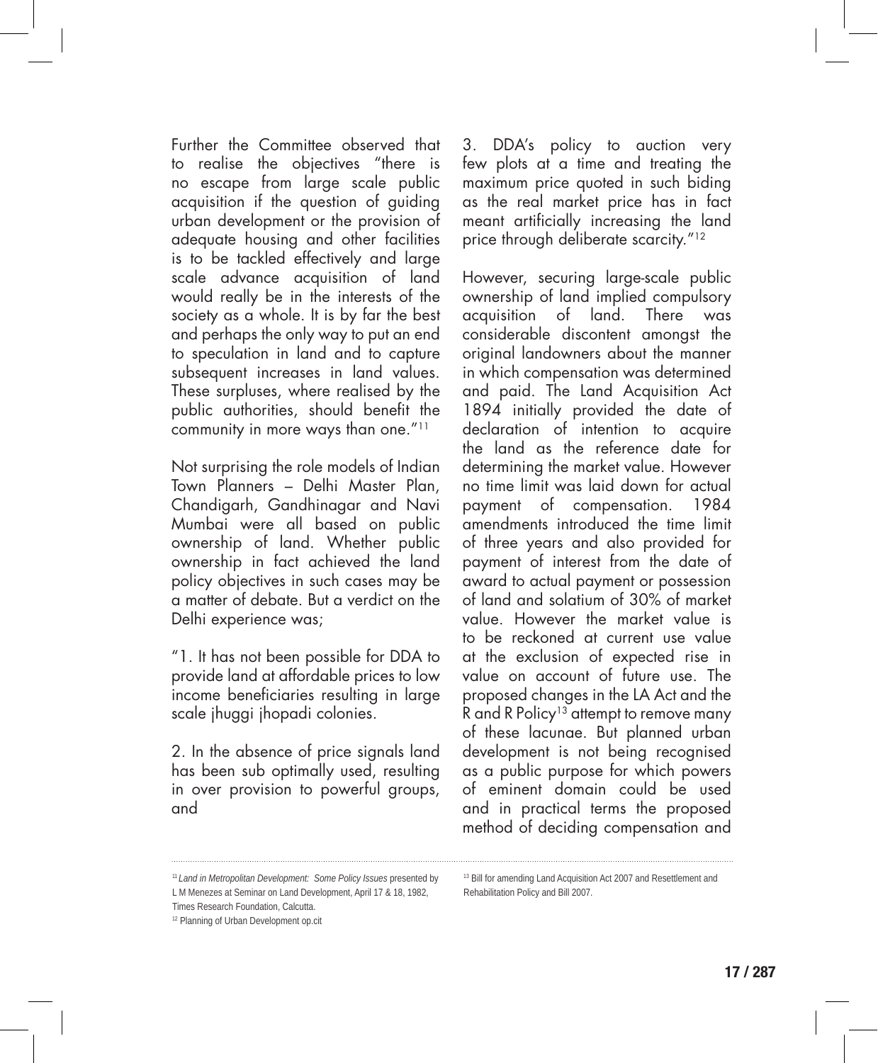Further the Committee observed that to realise the objectives "there is no escape from large scale public acquisition if the question of guiding urban development or the provision of adequate housing and other facilities is to be tackled effectively and large scale advance acquisition of land would really be in the interests of the society as a whole. It is by far the best and perhaps the only way to put an end to speculation in land and to capture subsequent increases in land values. These surpluses, where realised by the public authorities, should benefit the community in more ways than one."[11]

Not surprising the role models of Indian Town Planners – Delhi Master Plan, Chandigarh, Gandhinagar and Navi Mumbai were all based on public ownership of land. Whether public ownership in fact achieved the land policy objectives in such cases may be a matter of debate. But a verdict on the Delhi experience was;

"1. It has not been possible for DDA to provide land at affordable prices to low income beneficiaries resulting in large scale jhuggi jhopadi colonies.

2. In the absence of price signals land has been sub optimally used, resulting in over provision to powerful groups, and

3. DDA's policy to auction very few plots at a time and treating the maximum price quoted in such biding as the real market price has in fact meant artificially increasing the land price through deliberate scarcity."[12]

However, securing large-scale public ownership of land implied compulsory acquisition of land. There was considerable discontent amongst the original landowners about the manner in which compensation was determined and paid. The Land Acquisition Act 1894 initially provided the date of declaration of intention to acquire the land as the reference date for determining the market value. However no time limit was laid down for actual payment of compensation. 1984 amendments introduced the time limit of three years and also provided for payment of interest from the date of award to actual payment or possession of land and solatium of 30% of market value. However the market value is to be reckoned at current use value at the exclusion of expected rise in value on account of future use. The proposed changes in the LA Act and the R and R Policy[13] attempt to remove many of these lacunae. But planned urban development is not being recognised as a public purpose for which powers of eminent domain could be used and in practical terms the proposed method of deciding compensation and

---

[11] *Land in Metropolitan Development: Some Policy Issues* presented by L M Menezes at Seminar on Land Development, April 17 & 18, 1982, Times Research Foundation, Calcutta.

[12] Planning of Urban Development op.cit

[13] Bill for amending Land Acquisition Act 2007 and Resettlement and Rehabilitation Policy and Bill 2007.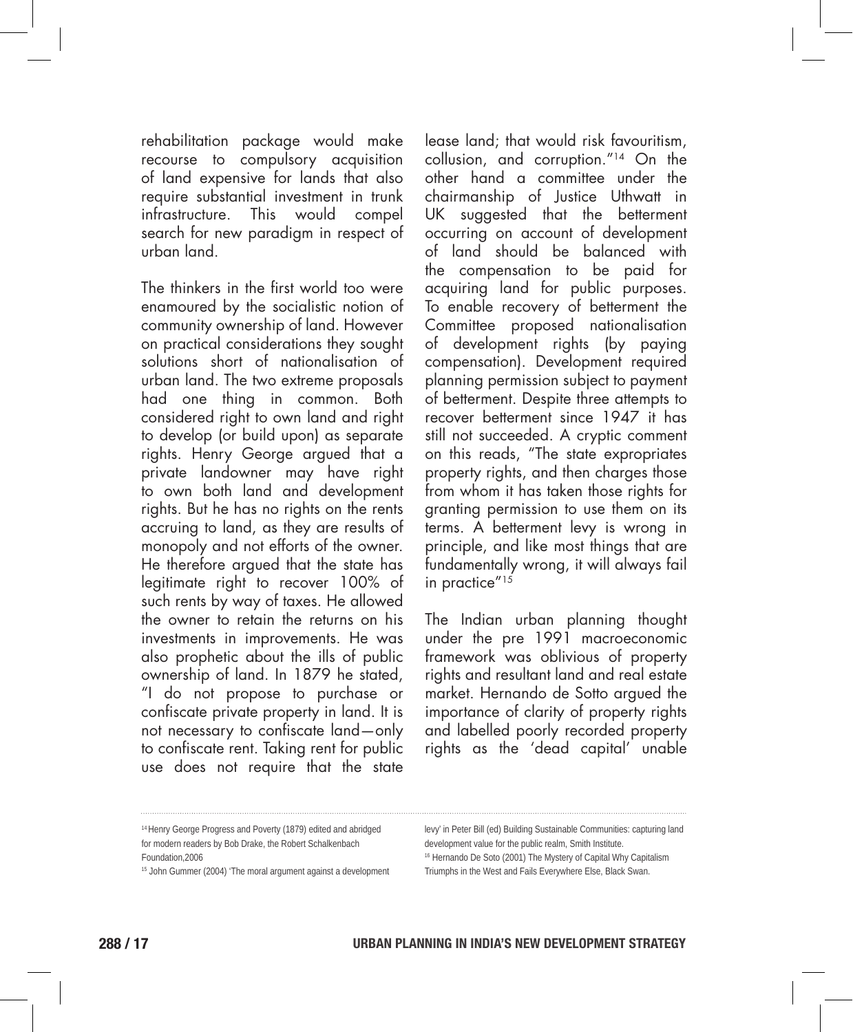rehabilitation package would make recourse to compulsory acquisition of land expensive for lands that also require substantial investment in trunk infrastructure. This would compel search for new paradigm in respect of urban land.

The thinkers in the first world too were enamoured by the socialistic notion of community ownership of land. However on practical considerations they sought solutions short of nationalisation of urban land. The two extreme proposals had one thing in common. Both considered right to own land and right to develop (or build upon) as separate rights. Henry George argued that a private landowner may have right to own both land and development rights. But he has no rights on the rents accruing to land, as they are results of monopoly and not efforts of the owner. He therefore argued that the state has legitimate right to recover 100% of such rents by way of taxes. He allowed the owner to retain the returns on his investments in improvements. He was also prophetic about the ills of public ownership of land. In 1879 he stated, "I do not propose to purchase or confiscate private property in land. It is not necessary to confiscate land—only to confiscate rent. Taking rent for public use does not require that the state lease land; that would risk favouritism, collusion, and corruption."[14] On the other hand a committee under the chairmanship of Justice Uthwatt in UK suggested that the betterment occurring on account of development of land should be balanced with the compensation to be paid for acquiring land for public purposes. To enable recovery of betterment the Committee proposed nationalisation of development rights (by paying compensation). Development required planning permission subject to payment of betterment. Despite three attempts to recover betterment since 1947 it has still not succeeded. A cryptic comment on this reads, "The state expropriates property rights, and then charges those from whom it has taken those rights for granting permission to use them on its terms. A betterment levy is wrong in principle, and like most things that are fundamentally wrong, it will always fail in practice"[15]

The Indian urban planning thought under the pre 1991 macroeconomic framework was oblivious of property rights and resultant land and real estate market. Hernando de Sotto argued the importance of clarity of property rights and labelled poorly recorded property rights as the 'dead capital' unable

---

[14] Henry George Progress and Poverty (1879) edited and abridged for modern readers by Bob Drake, the Robert Schalkenbach Foundation,2006

[15] John Gummer (2004) 'The moral argument against a development levy' in Peter Bill (ed) Building Sustainable Communities: capturing land development value for the public realm, Smith Institute.

[16] Hernando De Soto (2001) The Mystery of Capital Why Capitalism Triumphs in the West and Fails Everywhere Else, Black Swan.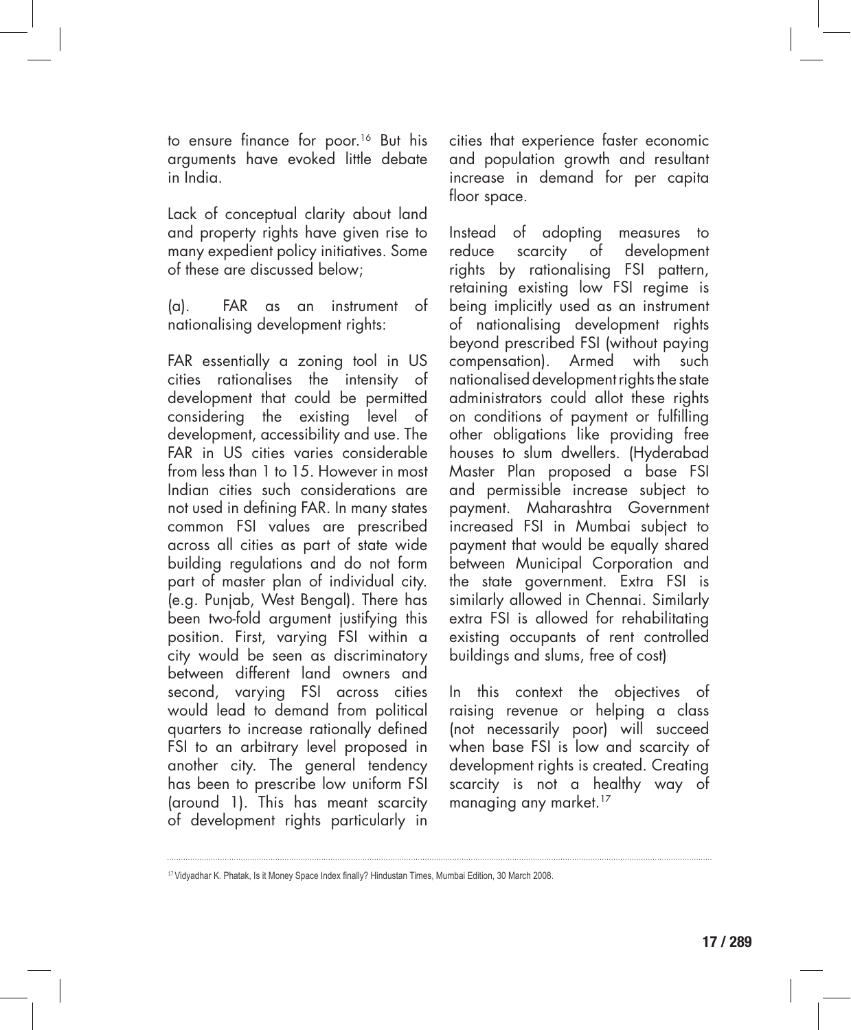to ensure finance for poor.[16] But his arguments have evoked little debate in India.

Lack of conceptual clarity about land and property rights have given rise to many expedient policy initiatives. Some of these are discussed below;

(a). FAR as an instrument of nationalising development rights:

FAR essentially a zoning tool in US cities rationalises the intensity of development that could be permitted considering the existing level of development, accessibility and use. The FAR in US cities varies considerable from less than 1 to 15. However in most Indian cities such considerations are not used in defining FAR. In many states common FSI values are prescribed across all cities as part of state wide building regulations and do not form part of master plan of individual city. (e.g. Punjab, West Bengal). There has been two-fold argument justifying this position. First, varying FSI within a city would be seen as discriminatory between different land owners and second, varying FSI across cities would lead to demand from political quarters to increase rationally defined FSI to an arbitrary level proposed in another city. The general tendency has been to prescribe low uniform FSI (around 1). This has meant scarcity of development rights particularly in cities that experience faster economic and population growth and resultant increase in demand for per capita floor space.

Instead of adopting measures to reduce scarcity of development rights by rationalising FSI pattern, retaining existing low FSI regime is being implicitly used as an instrument of nationalising development rights beyond prescribed FSI (without paying compensation). Armed with such nationalised development rights the state administrators could allot these rights on conditions of payment or fulfilling other obligations like providing free houses to slum dwellers. (Hyderabad Master Plan proposed a base FSI and permissible increase subject to payment. Maharashtra Government increased FSI in Mumbai subject to payment that would be equally shared between Municipal Corporation and the state government. Extra FSI is similarly allowed in Chennai. Similarly extra FSI is allowed for rehabilitating existing occupants of rent controlled buildings and slums, free of cost)

In this context the objectives of raising revenue or helping a class (not necessarily poor) will succeed when base FSI is low and scarcity of development rights is created. Creating scarcity is not a healthy way of managing any market.[17]

---

[17] Vidyadhar K. Phatak, Is it Money Space Index finally? Hindustan Times, Mumbai Edition, 30 March 2008.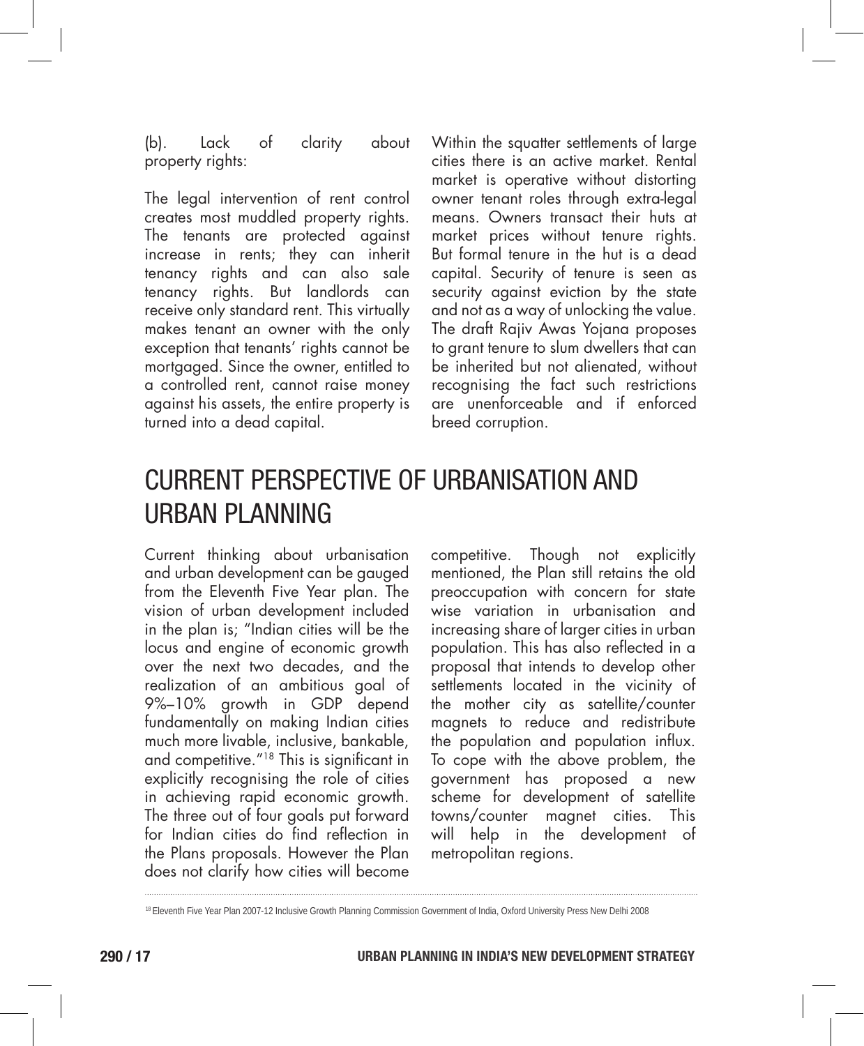(b). Lack of clarity about property rights:

The legal intervention of rent control creates most muddled property rights. The tenants are protected against increase in rents; they can inherit tenancy rights and can also sale tenancy rights. But landlords can receive only standard rent. This virtually makes tenant an owner with the only exception that tenants' rights cannot be mortgaged. Since the owner, entitled to a controlled rent, cannot raise money against his assets, the entire property is turned into a dead capital.

Within the squatter settlements of large cities there is an active market. Rental market is operative without distorting owner tenant roles through extra-legal means. Owners transact their huts at market prices without tenure rights. But formal tenure in the hut is a dead capital. Security of tenure is seen as security against eviction by the state and not as a way of unlocking the value. The draft Rajiv Awas Yojana proposes to grant tenure to slum dwellers that can be inherited but not alienated, without recognising the fact such restrictions are unenforceable and if enforced breed corruption.

# CURRENT PERSPECTIVE OF URBANISATION AND URBAN PLANNING

Current thinking about urbanisation and urban development can be gauged from the Eleventh Five Year plan. The vision of urban development included in the plan is; "Indian cities will be the locus and engine of economic growth over the next two decades, and the realization of an ambitious goal of 9%–10% growth in GDP depend fundamentally on making Indian cities much more livable, inclusive, bankable, and competitive."[18] This is significant in explicitly recognising the role of cities in achieving rapid economic growth. The three out of four goals put forward for Indian cities do find reflection in the Plans proposals. However the Plan does not clarify how cities will become competitive. Though not explicitly mentioned, the Plan still retains the old preoccupation with concern for state wise variation in urbanisation and increasing share of larger cities in urban population. This has also reflected in a proposal that intends to develop other settlements located in the vicinity of the mother city as satellite/counter magnets to reduce and redistribute the population and population influx. To cope with the above problem, the government has proposed a new scheme for development of satellite towns/counter magnet cities. This will help in the development of metropolitan regions.

[18] Eleventh Five Year Plan 2007-12 Inclusive Growth Planning Commission Government of India, Oxford University Press New Delhi 2008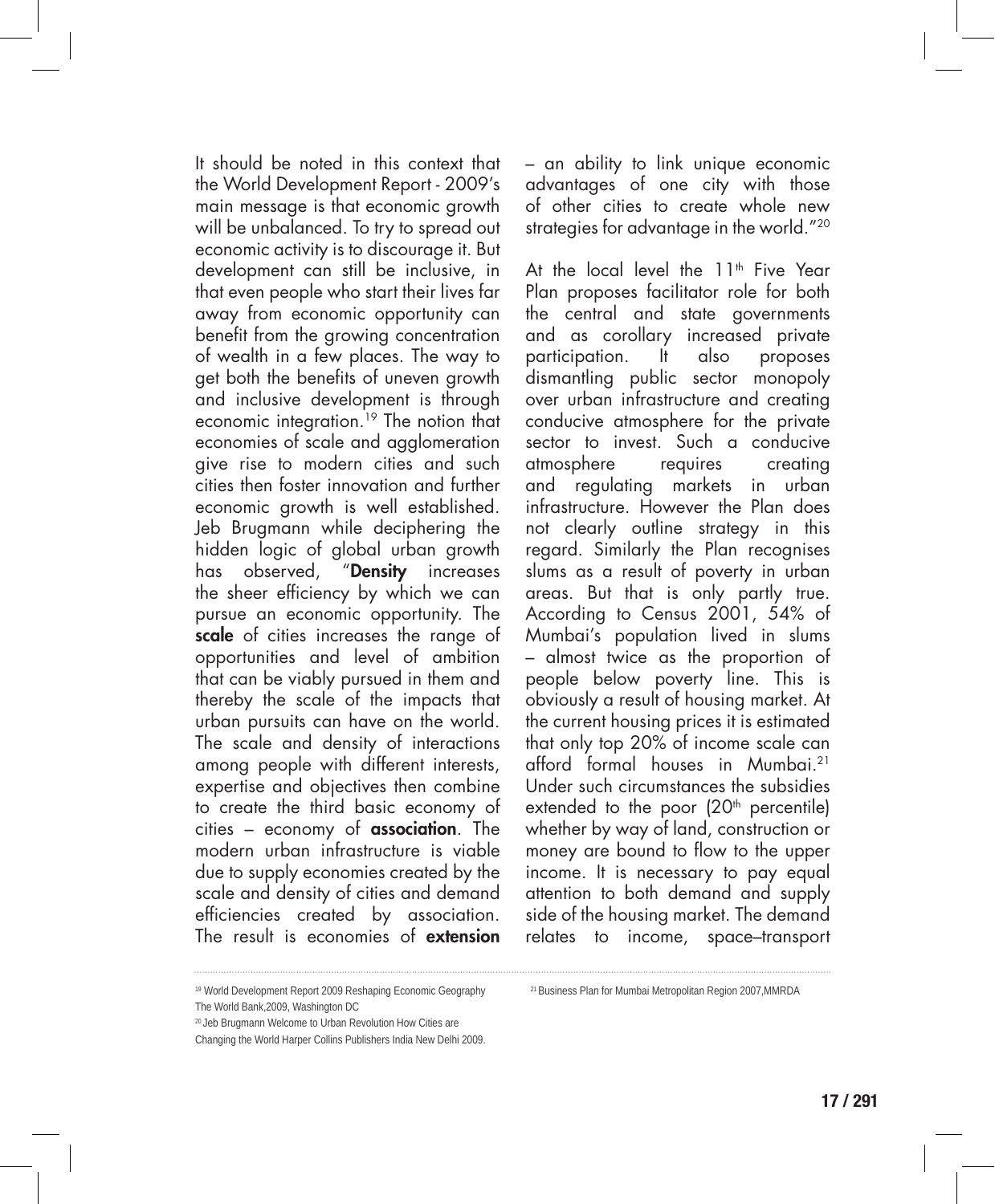It should be noted in this context that the World Development Report - 2009's main message is that economic growth will be unbalanced. To try to spread out economic activity is to discourage it. But development can still be inclusive, in that even people who start their lives far away from economic opportunity can benefit from the growing concentration of wealth in a few places. The way to get both the benefits of uneven growth and inclusive development is through economic integration.[19] The notion that economies of scale and agglomeration give rise to modern cities and such cities then foster innovation and further economic growth is well established. Jeb Brugmann while deciphering the hidden logic of global urban growth has observed, "**Density** increases the sheer efficiency by which we can pursue an economic opportunity. The **scale** of cities increases the range of opportunities and level of ambition that can be viably pursued in them and thereby the scale of the impacts that urban pursuits can have on the world. The scale and density of interactions among people with different interests, expertise and objectives then combine to create the third basic economy of cities – economy of **association**. The modern urban infrastructure is viable due to supply economies created by the scale and density of cities and demand efficiencies created by association. The result is economies of **extension** – an ability to link unique economic advantages of one city with those of other cities to create whole new strategies for advantage in the world."[20]

At the local level the 11th Five Year Plan proposes facilitator role for both the central and state governments and as corollary increased private participation. It also proposes dismantling public sector monopoly over urban infrastructure and creating conducive atmosphere for the private sector to invest. Such a conducive atmosphere requires creating and regulating markets in urban infrastructure. However the Plan does not clearly outline strategy in this regard. Similarly the Plan recognises slums as a result of poverty in urban areas. But that is only partly true. According to Census 2001, 54% of Mumbai's population lived in slums – almost twice as the proportion of people below poverty line. This is obviously a result of housing market. At the current housing prices it is estimated that only top 20% of income scale can afford formal houses in Mumbai.[21] Under such circumstances the subsidies extended to the poor (20th percentile) whether by way of land, construction or money are bound to flow to the upper income. It is necessary to pay equal attention to both demand and supply side of the housing market. The demand relates to income, space–transport

---

[19] World Development Report 2009 Reshaping Economic Geography The World Bank,2009, Washington DC

[20] Jeb Brugmann Welcome to Urban Revolution How Cities are Changing the World Harper Collins Publishers India New Delhi 2009.

[21] Business Plan for Mumbai Metropolitan Region 2007,MMRDA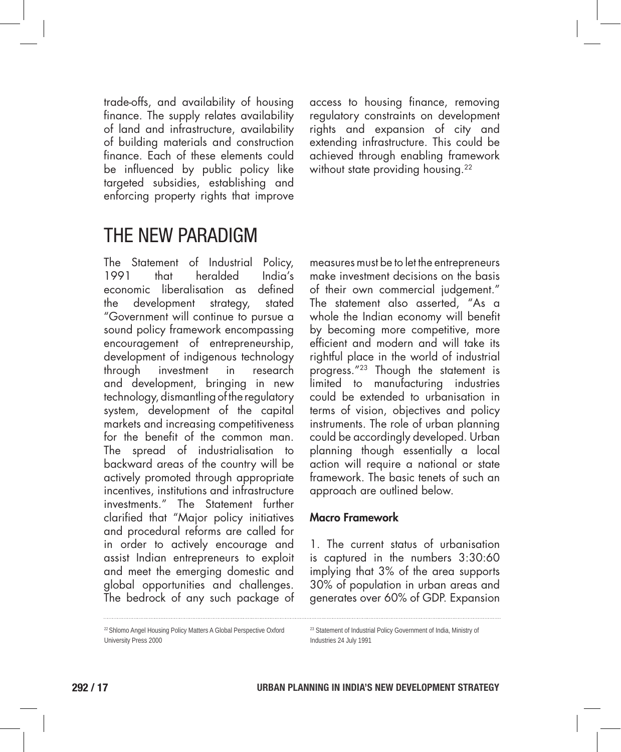trade-offs, and availability of housing finance. The supply relates availability of land and infrastructure, availability of building materials and construction finance. Each of these elements could be influenced by public policy like targeted subsidies, establishing and enforcing property rights that improve access to housing finance, removing regulatory constraints on development rights and expansion of city and extending infrastructure. This could be achieved through enabling framework without state providing housing.[22]

# THE NEW PARADIGM

The Statement of Industrial Policy, 1991 that heralded India's economic liberalisation as defined the development strategy, stated "Government will continue to pursue a sound policy framework encompassing encouragement of entrepreneurship, development of indigenous technology through investment in research and development, bringing in new technology, dismantling of the regulatory system, development of the capital markets and increasing competitiveness for the benefit of the common man. The spread of industrialisation to backward areas of the country will be actively promoted through appropriate incentives, institutions and infrastructure investments." The Statement further clarified that "Major policy initiatives and procedural reforms are called for in order to actively encourage and assist Indian entrepreneurs to exploit and meet the emerging domestic and global opportunities and challenges. The bedrock of any such package of measures must be to let the entrepreneurs make investment decisions on the basis of their own commercial judgement." The statement also asserted, "As a whole the Indian economy will benefit by becoming more competitive, more efficient and modern and will take its rightful place in the world of industrial progress."[23] Though the statement is limited to manufacturing industries could be extended to urbanisation in terms of vision, objectives and policy instruments. The role of urban planning could be accordingly developed. Urban planning though essentially a local action will require a national or state framework. The basic tenets of such an approach are outlined below.

### Macro Framework

1. The current status of urbanisation is captured in the numbers 3:30:60 implying that 3% of the area supports 30% of population in urban areas and generates over 60% of GDP. Expansion

---

[22] Shlomo Angel Housing Policy Matters A Global Perspective Oxford University Press 2000

[23] Statement of Industrial Policy Government of India, Ministry of Industries 24 July 1991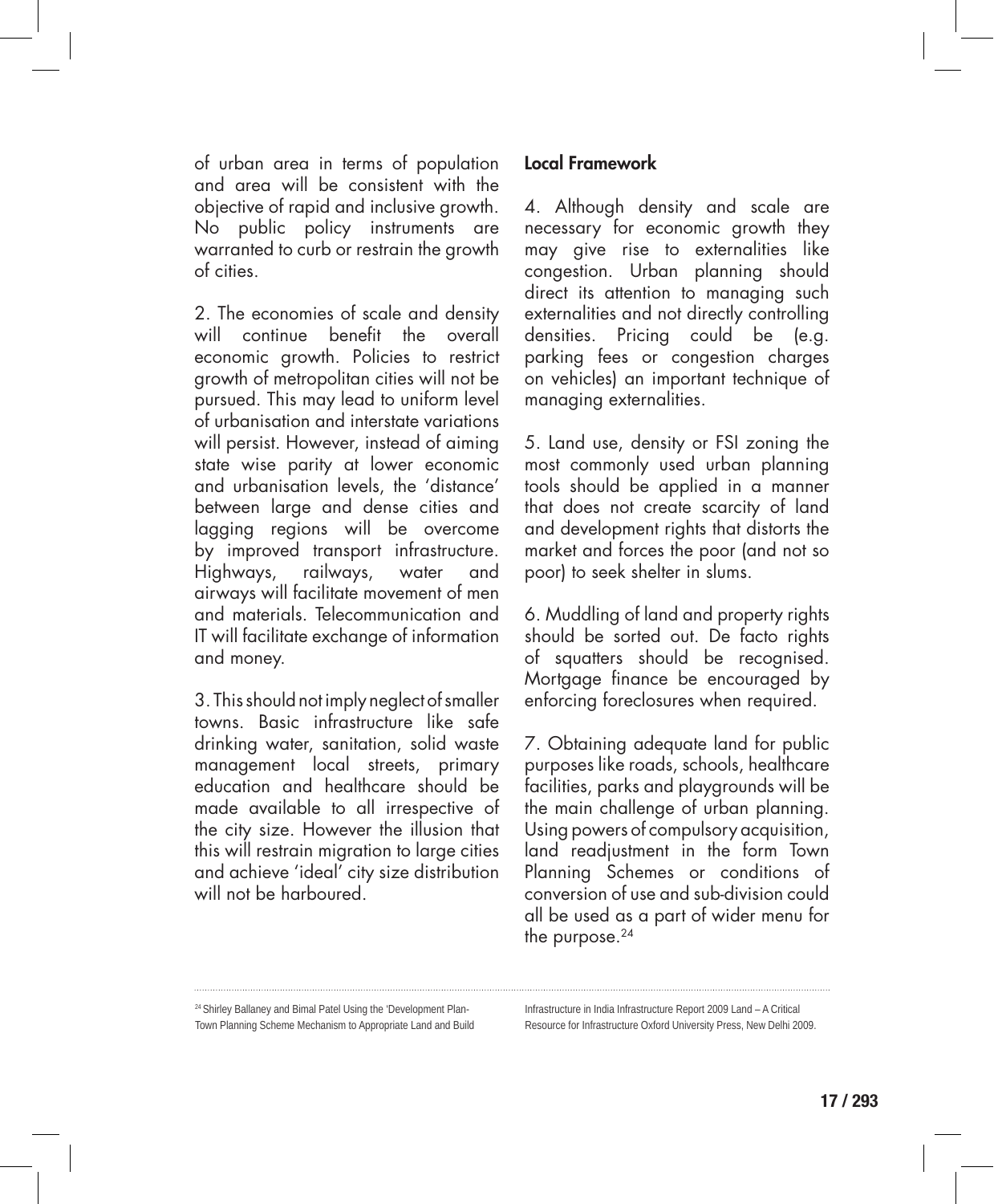of urban area in terms of population and area will be consistent with the objective of rapid and inclusive growth. No public policy instruments are warranted to curb or restrain the growth of cities.

2. The economies of scale and density will continue benefit the overall economic growth. Policies to restrict growth of metropolitan cities will not be pursued. This may lead to uniform level of urbanisation and interstate variations will persist. However, instead of aiming state wise parity at lower economic and urbanisation levels, the 'distance' between large and dense cities and lagging regions will be overcome by improved transport infrastructure. Highways, railways, water and airways will facilitate movement of men and materials. Telecommunication and IT will facilitate exchange of information and money.

3. This should not imply neglect of smaller towns. Basic infrastructure like safe drinking water, sanitation, solid waste management local streets, primary education and healthcare should be made available to all irrespective of the city size. However the illusion that this will restrain migration to large cities and achieve 'ideal' city size distribution will not be harboured.

### Local Framework

4. Although density and scale are necessary for economic growth they may give rise to externalities like congestion. Urban planning should direct its attention to managing such externalities and not directly controlling densities. Pricing could be (e.g. parking fees or congestion charges on vehicles) an important technique of managing externalities.

5. Land use, density or FSI zoning the most commonly used urban planning tools should be applied in a manner that does not create scarcity of land and development rights that distorts the market and forces the poor (and not so poor) to seek shelter in slums.

6. Muddling of land and property rights should be sorted out. De facto rights of squatters should be recognised. Mortgage finance be encouraged by enforcing foreclosures when required.

7. Obtaining adequate land for public purposes like roads, schools, healthcare facilities, parks and playgrounds will be the main challenge of urban planning. Using powers of compulsory acquisition, land readjustment in the form Town Planning Schemes or conditions of conversion of use and sub-division could all be used as a part of wider menu for the purpose.[24]

---

[24] Shirley Ballaney and Bimal Patel Using the 'Development Plan-Town Planning Scheme Mechanism to Appropriate Land and Build Infrastructure in India Infrastructure Report 2009 Land – A Critical Resource for Infrastructure Oxford University Press, New Delhi 2009.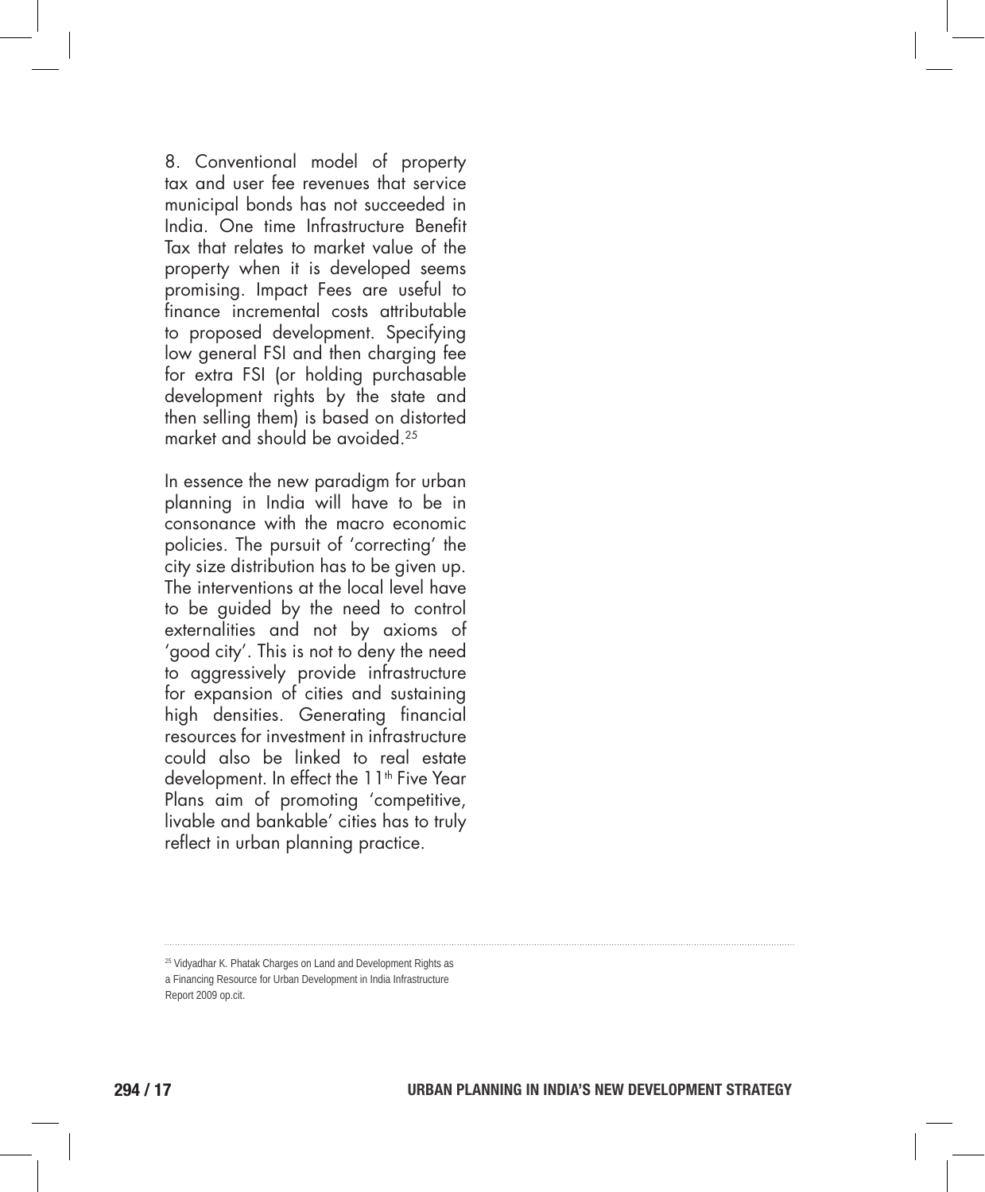8. Conventional model of property tax and user fee revenues that service municipal bonds has not succeeded in India. One time Infrastructure Benefit Tax that relates to market value of the property when it is developed seems promising. Impact Fees are useful to finance incremental costs attributable to proposed development. Specifying low general FSI and then charging fee for extra FSI (or holding purchasable development rights by the state and then selling them) is based on distorted market and should be avoided.[25]

In essence the new paradigm for urban planning in India will have to be in consonance with the macro economic policies. The pursuit of 'correcting' the city size distribution has to be given up. The interventions at the local level have to be guided by the need to control externalities and not by axioms of 'good city'. This is not to deny the need to aggressively provide infrastructure for expansion of cities and sustaining high densities. Generating financial resources for investment in infrastructure could also be linked to real estate development. In effect the 11th Five Year Plans aim of promoting 'competitive, livable and bankable' cities has to truly reflect in urban planning practice.

---

[25] Vidyadhar K. Phatak Charges on Land and Development Rights as a Financing Resource for Urban Development in India Infrastructure Report 2009 op.cit.